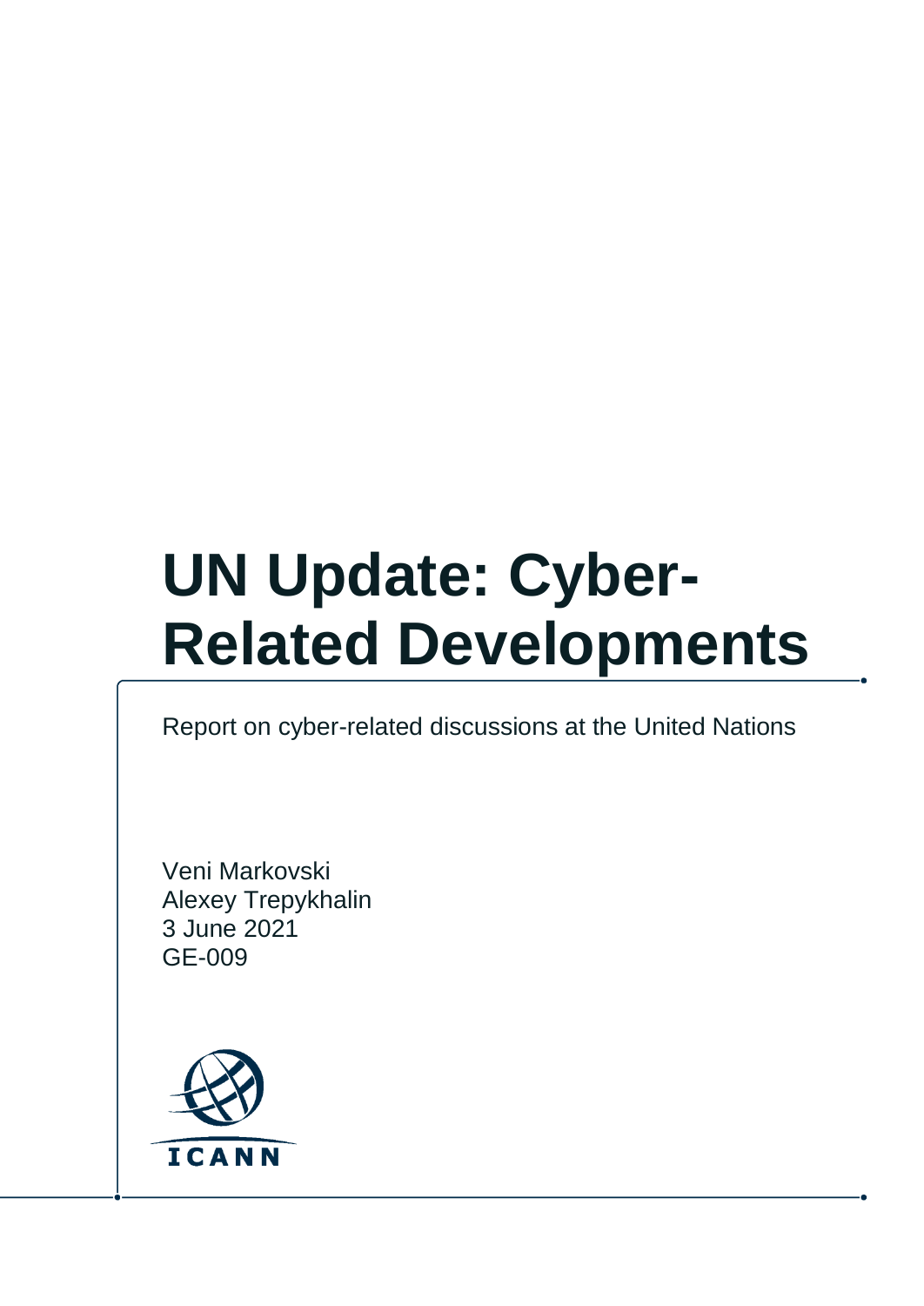# UN Update: Cyber-Related Developments

Report on cyber-related discussions at the United Nations

Veni Markovski
Alexey Trepykhalin
3 June 2021
GE-009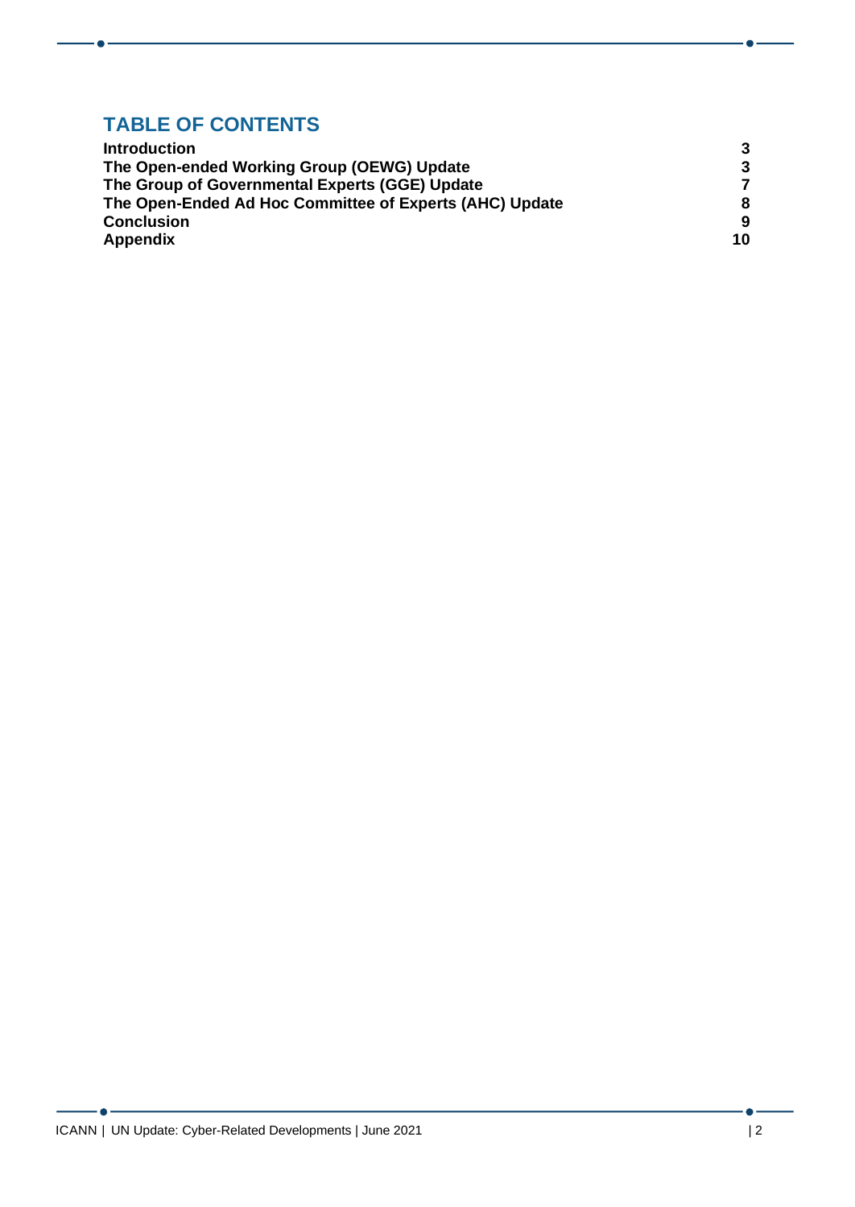## TABLE OF CONTENTS

| | |
|---|---|
| **Introduction** | **3** |
| **The Open-ended Working Group (OEWG) Update** | **3** |
| **The Group of Governmental Experts (GGE) Update** | **7** |
| **The Open-Ended Ad Hoc Committee of Experts (AHC) Update** | **8** |
| **Conclusion** | **9** |
| **Appendix** | **10** |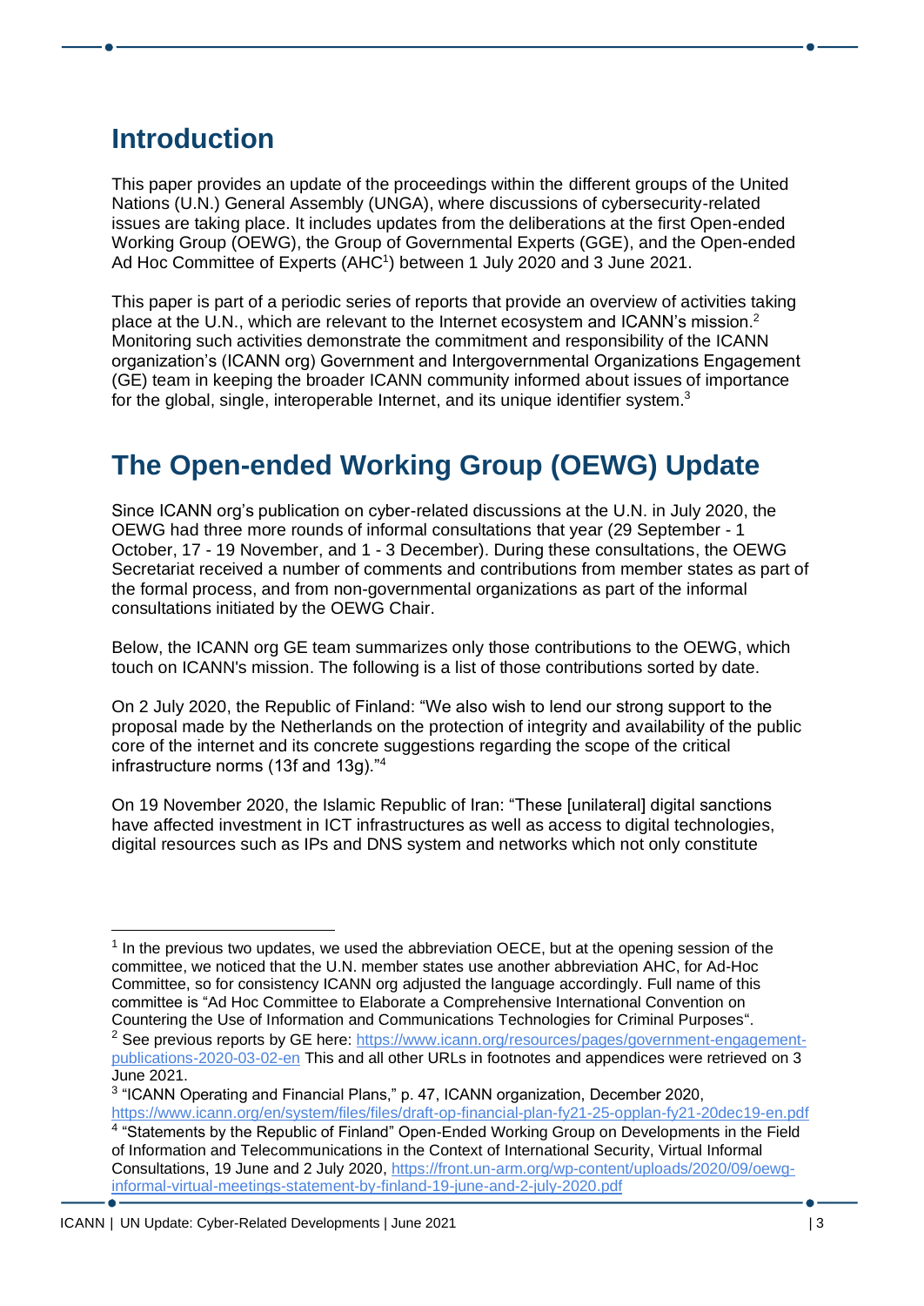# Introduction

This paper provides an update of the proceedings within the different groups of the United Nations (U.N.) General Assembly (UNGA), where discussions of cybersecurity-related issues are taking place. It includes updates from the deliberations at the first Open-ended Working Group (OEWG), the Group of Governmental Experts (GGE), and the Open-ended Ad Hoc Committee of Experts (AHC[1]) between 1 July 2020 and 3 June 2021.

This paper is part of a periodic series of reports that provide an overview of activities taking place at the U.N., which are relevant to the Internet ecosystem and ICANN's mission.[2] Monitoring such activities demonstrate the commitment and responsibility of the ICANN organization's (ICANN org) Government and Intergovernmental Organizations Engagement (GE) team in keeping the broader ICANN community informed about issues of importance for the global, single, interoperable Internet, and its unique identifier system.[3]

# The Open-ended Working Group (OEWG) Update

Since ICANN org's publication on cyber-related discussions at the U.N. in July 2020, the OEWG had three more rounds of informal consultations that year (29 September - 1 October, 17 - 19 November, and 1 - 3 December). During these consultations, the OEWG Secretariat received a number of comments and contributions from member states as part of the formal process, and from non-governmental organizations as part of the informal consultations initiated by the OEWG Chair.

Below, the ICANN org GE team summarizes only those contributions to the OEWG, which touch on ICANN's mission. The following is a list of those contributions sorted by date.

On 2 July 2020, the Republic of Finland: "We also wish to lend our strong support to the proposal made by the Netherlands on the protection of integrity and availability of the public core of the internet and its concrete suggestions regarding the scope of the critical infrastructure norms (13f and 13g)."[4]

On 19 November 2020, the Islamic Republic of Iran: "These [unilateral] digital sanctions have affected investment in ICT infrastructures as well as access to digital technologies, digital resources such as IPs and DNS system and networks which not only constitute

---

[1] In the previous two updates, we used the abbreviation OECE, but at the opening session of the committee, we noticed that the U.N. member states use another abbreviation AHC, for Ad-Hoc Committee, so for consistency ICANN org adjusted the language accordingly. Full name of this committee is "Ad Hoc Committee to Elaborate a Comprehensive International Convention on Countering the Use of Information and Communications Technologies for Criminal Purposes".

[2] See previous reports by GE here: https://www.icann.org/resources/pages/government-engagement-publications-2020-03-02-en This and all other URLs in footnotes and appendices were retrieved on 3 June 2021.

[3] "ICANN Operating and Financial Plans," p. 47, ICANN organization, December 2020, https://www.icann.org/en/system/files/files/draft-op-financial-plan-fy21-25-opplan-fy21-20dec19-en.pdf

[4] "Statements by the Republic of Finland" Open-Ended Working Group on Developments in the Field of Information and Telecommunications in the Context of International Security, Virtual Informal Consultations, 19 June and 2 July 2020, https://front.un-arm.org/wp-content/uploads/2020/09/oewg-informal-virtual-meetings-statement-by-finland-19-june-and-2-july-2020.pdf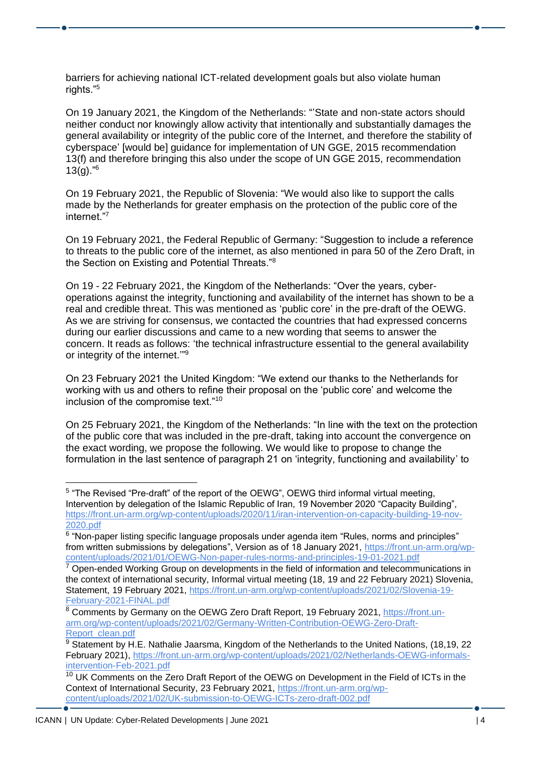barriers for achieving national ICT-related development goals but also violate human rights."[5]

On 19 January 2021, the Kingdom of the Netherlands: "'State and non-state actors should neither conduct nor knowingly allow activity that intentionally and substantially damages the general availability or integrity of the public core of the Internet, and therefore the stability of cyberspace' [would be] guidance for implementation of UN GGE, 2015 recommendation 13(f) and therefore bringing this also under the scope of UN GGE 2015, recommendation 13(g)."[6]

On 19 February 2021, the Republic of Slovenia: "We would also like to support the calls made by the Netherlands for greater emphasis on the protection of the public core of the internet."[7]

On 19 February 2021, the Federal Republic of Germany: "Suggestion to include a reference to threats to the public core of the internet, as also mentioned in para 50 of the Zero Draft, in the Section on Existing and Potential Threats."[8]

On 19 - 22 February 2021, the Kingdom of the Netherlands: "Over the years, cyber-operations against the integrity, functioning and availability of the internet has shown to be a real and credible threat. This was mentioned as 'public core' in the pre-draft of the OEWG. As we are striving for consensus, we contacted the countries that had expressed concerns during our earlier discussions and came to a new wording that seems to answer the concern. It reads as follows: 'the technical infrastructure essential to the general availability or integrity of the internet.'"[9]

On 23 February 2021 the United Kingdom: "We extend our thanks to the Netherlands for working with us and others to refine their proposal on the 'public core' and welcome the inclusion of the compromise text."[10]

On 25 February 2021, the Kingdom of the Netherlands: "In line with the text on the protection of the public core that was included in the pre-draft, taking into account the convergence on the exact wording, we propose the following. We would like to propose to change the formulation in the last sentence of paragraph 21 on 'integrity, functioning and availability' to

---

[5] "The Revised "Pre-draft" of the report of the OEWG", OEWG third informal virtual meeting, Intervention by delegation of the Islamic Republic of Iran, 19 November 2020 "Capacity Building", https://front.un-arm.org/wp-content/uploads/2020/11/iran-intervention-on-capacity-building-19-nov-2020.pdf

[6] "Non-paper listing specific language proposals under agenda item "Rules, norms and principles" from written submissions by delegations", Version as of 18 January 2021, https://front.un-arm.org/wp-content/uploads/2021/01/OEWG-Non-paper-rules-norms-and-principles-19-01-2021.pdf

[7] Open-ended Working Group on developments in the field of information and telecommunications in the context of international security, Informal virtual meeting (18, 19 and 22 February 2021) Slovenia, Statement, 19 February 2021, https://front.un-arm.org/wp-content/uploads/2021/02/Slovenia-19-February-2021-FINAL.pdf

[8] Comments by Germany on the OEWG Zero Draft Report, 19 February 2021, https://front.un-arm.org/wp-content/uploads/2021/02/Germany-Written-Contribution-OEWG-Zero-Draft-Report_clean.pdf

[9] Statement by H.E. Nathalie Jaarsma, Kingdom of the Netherlands to the United Nations, (18,19, 22 February 2021), https://front.un-arm.org/wp-content/uploads/2021/02/Netherlands-OEWG-informals-intervention-Feb-2021.pdf

[10] UK Comments on the Zero Draft Report of the OEWG on Development in the Field of ICTs in the Context of International Security, 23 February 2021, https://front.un-arm.org/wp-content/uploads/2021/02/UK-submission-to-OEWG-ICTs-zero-draft-002.pdf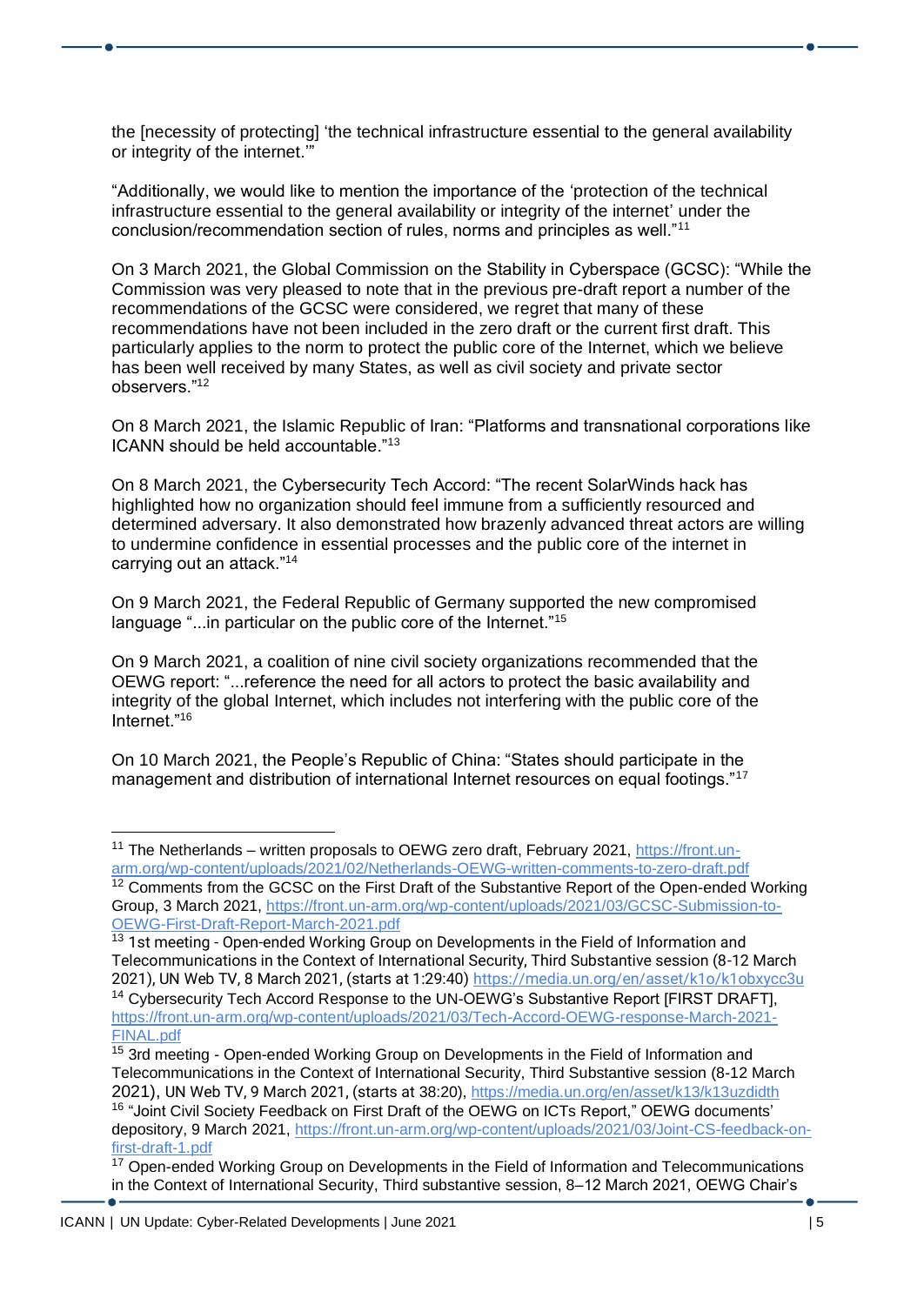the [necessity of protecting] 'the technical infrastructure essential to the general availability or integrity of the internet.'"

"Additionally, we would like to mention the importance of the 'protection of the technical infrastructure essential to the general availability or integrity of the internet' under the conclusion/recommendation section of rules, norms and principles as well."[11]

On 3 March 2021, the Global Commission on the Stability in Cyberspace (GCSC): "While the Commission was very pleased to note that in the previous pre-draft report a number of the recommendations of the GCSC were considered, we regret that many of these recommendations have not been included in the zero draft or the current first draft. This particularly applies to the norm to protect the public core of the Internet, which we believe has been well received by many States, as well as civil society and private sector observers."[12]

On 8 March 2021, the Islamic Republic of Iran: "Platforms and transnational corporations like ICANN should be held accountable."[13]

On 8 March 2021, the Cybersecurity Tech Accord: "The recent SolarWinds hack has highlighted how no organization should feel immune from a sufficiently resourced and determined adversary. It also demonstrated how brazenly advanced threat actors are willing to undermine confidence in essential processes and the public core of the internet in carrying out an attack."[14]

On 9 March 2021, the Federal Republic of Germany supported the new compromised language "...in particular on the public core of the Internet."[15]

On 9 March 2021, a coalition of nine civil society organizations recommended that the OEWG report: "...reference the need for all actors to protect the basic availability and integrity of the global Internet, which includes not interfering with the public core of the Internet."[16]

On 10 March 2021, the People's Republic of China: "States should participate in the management and distribution of international Internet resources on equal footings."[17]

---

[11] The Netherlands – written proposals to OEWG zero draft, February 2021, https://front.un-arm.org/wp-content/uploads/2021/02/Netherlands-OEWG-written-comments-to-zero-draft.pdf

[12] Comments from the GCSC on the First Draft of the Substantive Report of the Open-ended Working Group, 3 March 2021, https://front.un-arm.org/wp-content/uploads/2021/03/GCSC-Submission-to-OEWG-First-Draft-Report-March-2021.pdf

[13] 1st meeting - Open-ended Working Group on Developments in the Field of Information and Telecommunications in the Context of International Security, Third Substantive session (8-12 March 2021), UN Web TV, 8 March 2021, (starts at 1:29:40) https://media.un.org/en/asset/k1o/k1obxycc3u

[14] Cybersecurity Tech Accord Response to the UN-OEWG's Substantive Report [FIRST DRAFT], https://front.un-arm.org/wp-content/uploads/2021/03/Tech-Accord-OEWG-response-March-2021-FINAL.pdf

[15] 3rd meeting - Open-ended Working Group on Developments in the Field of Information and Telecommunications in the Context of International Security, Third Substantive session (8-12 March 2021), UN Web TV, 9 March 2021, (starts at 38:20), https://media.un.org/en/asset/k13/k13uzdidth

[16] "Joint Civil Society Feedback on First Draft of the OEWG on ICTs Report," OEWG documents' depository, 9 March 2021, https://front.un-arm.org/wp-content/uploads/2021/03/Joint-CS-feedback-on-first-draft-1.pdf

[17] Open-ended Working Group on Developments in the Field of Information and Telecommunications in the Context of International Security, Third substantive session, 8–12 March 2021, OEWG Chair's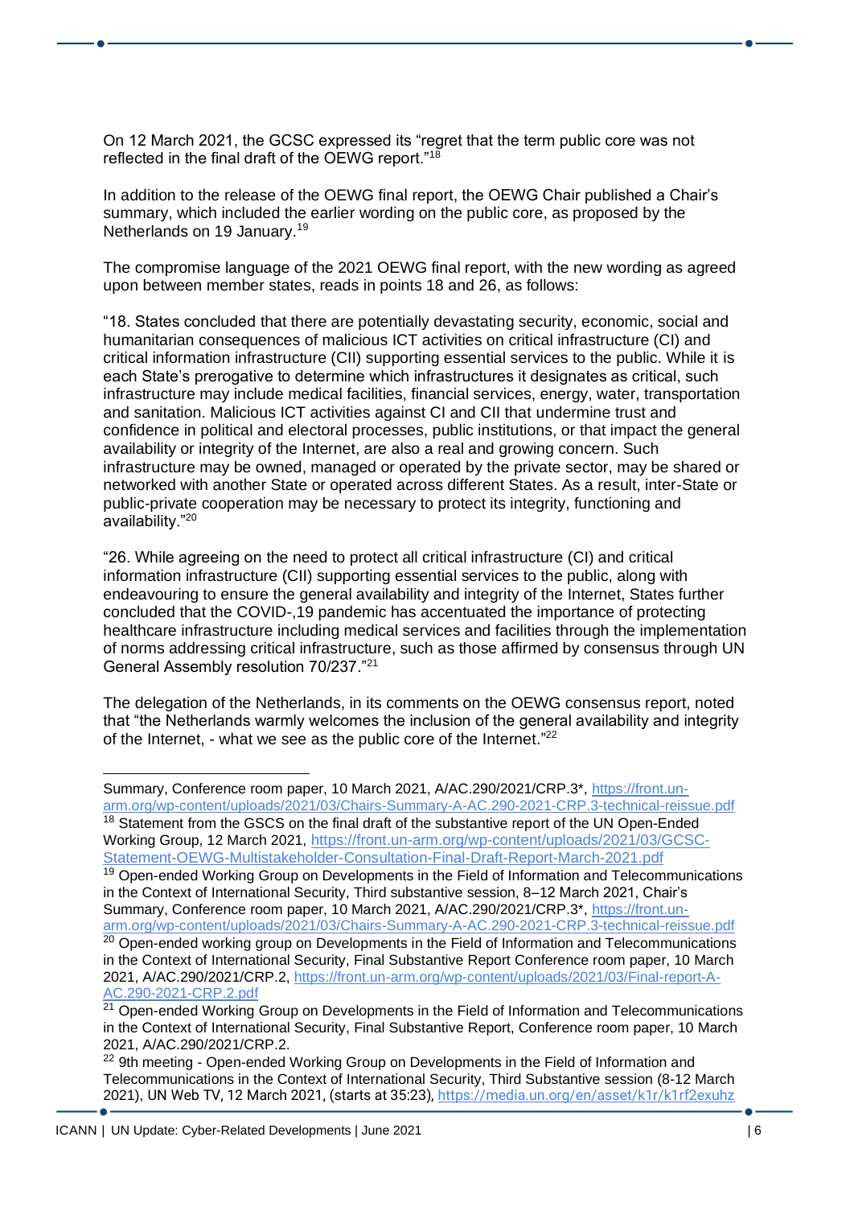On 12 March 2021, the GCSC expressed its "regret that the term public core was not reflected in the final draft of the OEWG report."[18]

In addition to the release of the OEWG final report, the OEWG Chair published a Chair's summary, which included the earlier wording on the public core, as proposed by the Netherlands on 19 January.[19]

The compromise language of the 2021 OEWG final report, with the new wording as agreed upon between member states, reads in points 18 and 26, as follows:

"18. States concluded that there are potentially devastating security, economic, social and humanitarian consequences of malicious ICT activities on critical infrastructure (CI) and critical information infrastructure (CII) supporting essential services to the public. While it is each State's prerogative to determine which infrastructures it designates as critical, such infrastructure may include medical facilities, financial services, energy, water, transportation and sanitation. Malicious ICT activities against CI and CII that undermine trust and confidence in political and electoral processes, public institutions, or that impact the general availability or integrity of the Internet, are also a real and growing concern. Such infrastructure may be owned, managed or operated by the private sector, may be shared or networked with another State or operated across different States. As a result, inter-State or public-private cooperation may be necessary to protect its integrity, functioning and availability."[20]

"26. While agreeing on the need to protect all critical infrastructure (CI) and critical information infrastructure (CII) supporting essential services to the public, along with endeavouring to ensure the general availability and integrity of the Internet, States further concluded that the COVID-,19 pandemic has accentuated the importance of protecting healthcare infrastructure including medical services and facilities through the implementation of norms addressing critical infrastructure, such as those affirmed by consensus through UN General Assembly resolution 70/237."[21]

The delegation of the Netherlands, in its comments on the OEWG consensus report, noted that "the Netherlands warmly welcomes the inclusion of the general availability and integrity of the Internet, - what we see as the public core of the Internet."[22]

---

Summary, Conference room paper, 10 March 2021, A/AC.290/2021/CRP.3*, https://front.un-arm.org/wp-content/uploads/2021/03/Chairs-Summary-A-AC.290-2021-CRP.3-technical-reissue.pdf

[18] Statement from the GSCS on the final draft of the substantive report of the UN Open-Ended Working Group, 12 March 2021, https://front.un-arm.org/wp-content/uploads/2021/03/GCSC-Statement-OEWG-Multistakeholder-Consultation-Final-Draft-Report-March-2021.pdf

[19] Open-ended Working Group on Developments in the Field of Information and Telecommunications in the Context of International Security, Third substantive session, 8–12 March 2021, Chair's Summary, Conference room paper, 10 March 2021, A/AC.290/2021/CRP.3*, https://front.un-arm.org/wp-content/uploads/2021/03/Chairs-Summary-A-AC.290-2021-CRP.3-technical-reissue.pdf

[20] Open-ended working group on Developments in the Field of Information and Telecommunications in the Context of International Security, Final Substantive Report Conference room paper, 10 March 2021, A/AC.290/2021/CRP.2, https://front.un-arm.org/wp-content/uploads/2021/03/Final-report-A-AC.290-2021-CRP.2.pdf

[21] Open-ended Working Group on Developments in the Field of Information and Telecommunications in the Context of International Security, Final Substantive Report, Conference room paper, 10 March 2021, A/AC.290/2021/CRP.2.

[22] 9th meeting - Open-ended Working Group on Developments in the Field of Information and Telecommunications in the Context of International Security, Third Substantive session (8-12 March 2021), UN Web TV, 12 March 2021, (starts at 35:23), https://media.un.org/en/asset/k1r/k1rf2exuhz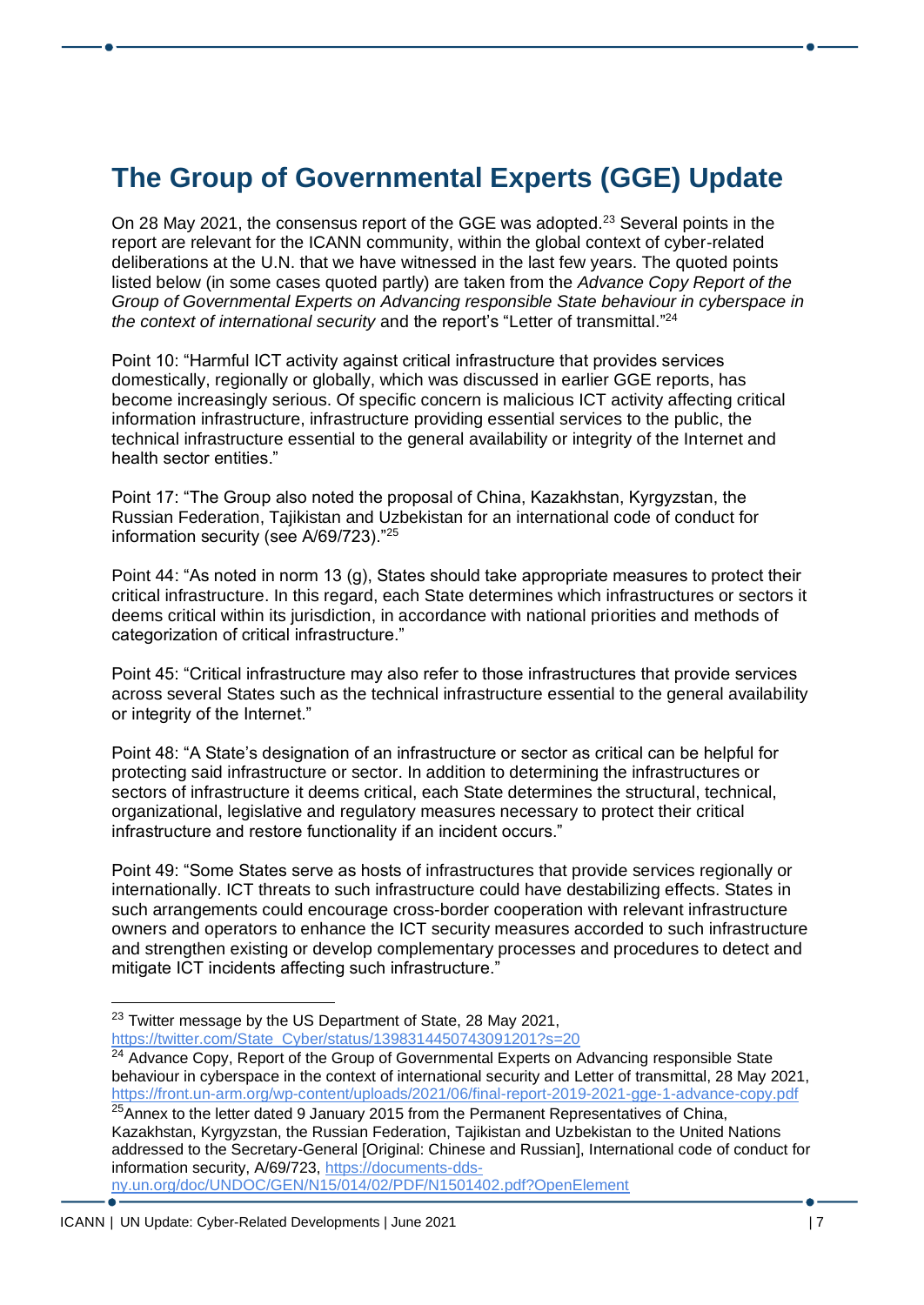## The Group of Governmental Experts (GGE) Update

On 28 May 2021, the consensus report of the GGE was adopted.[23] Several points in the report are relevant for the ICANN community, within the global context of cyber-related deliberations at the U.N. that we have witnessed in the last few years. The quoted points listed below (in some cases quoted partly) are taken from the *Advance Copy Report of the Group of Governmental Experts on Advancing responsible State behaviour in cyberspace in the context of international security* and the report's "Letter of transmittal."[24]

Point 10: "Harmful ICT activity against critical infrastructure that provides services domestically, regionally or globally, which was discussed in earlier GGE reports, has become increasingly serious. Of specific concern is malicious ICT activity affecting critical information infrastructure, infrastructure providing essential services to the public, the technical infrastructure essential to the general availability or integrity of the Internet and health sector entities."

Point 17: "The Group also noted the proposal of China, Kazakhstan, Kyrgyzstan, the Russian Federation, Tajikistan and Uzbekistan for an international code of conduct for information security (see A/69/723)."[25]

Point 44: "As noted in norm 13 (g), States should take appropriate measures to protect their critical infrastructure. In this regard, each State determines which infrastructures or sectors it deems critical within its jurisdiction, in accordance with national priorities and methods of categorization of critical infrastructure."

Point 45: "Critical infrastructure may also refer to those infrastructures that provide services across several States such as the technical infrastructure essential to the general availability or integrity of the Internet."

Point 48: "A State's designation of an infrastructure or sector as critical can be helpful for protecting said infrastructure or sector. In addition to determining the infrastructures or sectors of infrastructure it deems critical, each State determines the structural, technical, organizational, legislative and regulatory measures necessary to protect their critical infrastructure and restore functionality if an incident occurs."

Point 49: "Some States serve as hosts of infrastructures that provide services regionally or internationally. ICT threats to such infrastructure could have destabilizing effects. States in such arrangements could encourage cross-border cooperation with relevant infrastructure owners and operators to enhance the ICT security measures accorded to such infrastructure and strengthen existing or develop complementary processes and procedures to detect and mitigate ICT incidents affecting such infrastructure."

---

[23] Twitter message by the US Department of State, 28 May 2021, https://twitter.com/State_Cyber/status/1398314450743091201?s=20

[24] Advance Copy, Report of the Group of Governmental Experts on Advancing responsible State behaviour in cyberspace in the context of international security and Letter of transmittal, 28 May 2021, https://front.un-arm.org/wp-content/uploads/2021/06/final-report-2019-2021-gge-1-advance-copy.pdf

[25] Annex to the letter dated 9 January 2015 from the Permanent Representatives of China, Kazakhstan, Kyrgyzstan, the Russian Federation, Tajikistan and Uzbekistan to the United Nations addressed to the Secretary-General [Original: Chinese and Russian], International code of conduct for information security, A/69/723, https://documents-dds-ny.un.org/doc/UNDOC/GEN/N15/014/02/PDF/N1501402.pdf?OpenElement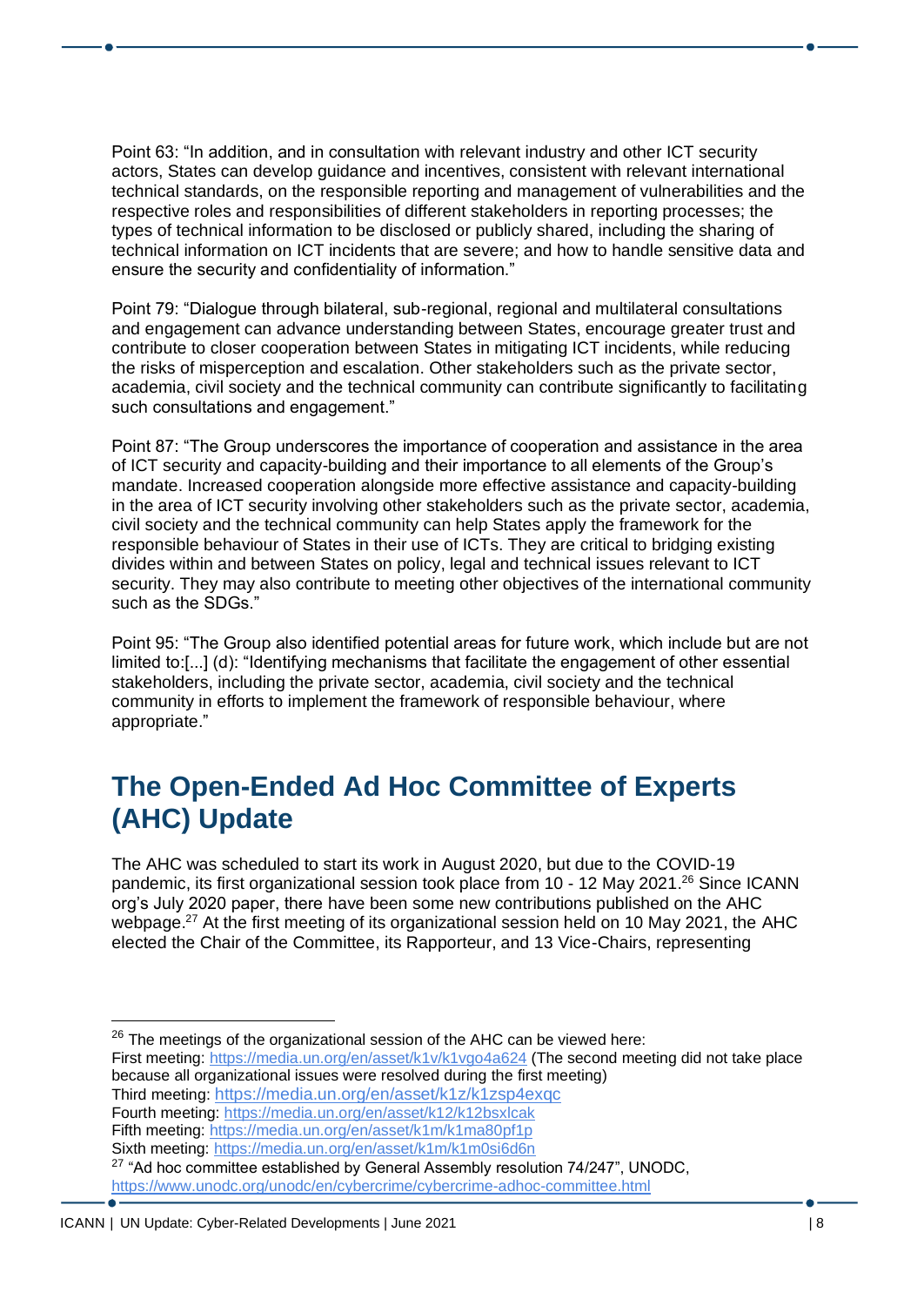Point 63: "In addition, and in consultation with relevant industry and other ICT security actors, States can develop guidance and incentives, consistent with relevant international technical standards, on the responsible reporting and management of vulnerabilities and the respective roles and responsibilities of different stakeholders in reporting processes; the types of technical information to be disclosed or publicly shared, including the sharing of technical information on ICT incidents that are severe; and how to handle sensitive data and ensure the security and confidentiality of information."

Point 79: "Dialogue through bilateral, sub-regional, regional and multilateral consultations and engagement can advance understanding between States, encourage greater trust and contribute to closer cooperation between States in mitigating ICT incidents, while reducing the risks of misperception and escalation. Other stakeholders such as the private sector, academia, civil society and the technical community can contribute significantly to facilitating such consultations and engagement."

Point 87: "The Group underscores the importance of cooperation and assistance in the area of ICT security and capacity-building and their importance to all elements of the Group's mandate. Increased cooperation alongside more effective assistance and capacity-building in the area of ICT security involving other stakeholders such as the private sector, academia, civil society and the technical community can help States apply the framework for the responsible behaviour of States in their use of ICTs. They are critical to bridging existing divides within and between States on policy, legal and technical issues relevant to ICT security. They may also contribute to meeting other objectives of the international community such as the SDGs."

Point 95: "The Group also identified potential areas for future work, which include but are not limited to:[...] (d): "Identifying mechanisms that facilitate the engagement of other essential stakeholders, including the private sector, academia, civil society and the technical community in efforts to implement the framework of responsible behaviour, where appropriate."

## The Open-Ended Ad Hoc Committee of Experts (AHC) Update

The AHC was scheduled to start its work in August 2020, but due to the COVID-19 pandemic, its first organizational session took place from 10 - 12 May 2021.[26] Since ICANN org's July 2020 paper, there have been some new contributions published on the AHC webpage.[27] At the first meeting of its organizational session held on 10 May 2021, the AHC elected the Chair of the Committee, its Rapporteur, and 13 Vice-Chairs, representing

---

[26] The meetings of the organizational session of the AHC can be viewed here:
First meeting: https://media.un.org/en/asset/k1v/k1vgo4a624 (The second meeting did not take place because all organizational issues were resolved during the first meeting)
Third meeting: https://media.un.org/en/asset/k1z/k1zsp4exqc
Fourth meeting: https://media.un.org/en/asset/k12/k12bsxlcak
Fifth meeting: https://media.un.org/en/asset/k1m/k1ma80pf1p
Sixth meeting: https://media.un.org/en/asset/k1m/k1m0si6d6n

[27] "Ad hoc committee established by General Assembly resolution 74/247", UNODC, https://www.unodc.org/unodc/en/cybercrime/cybercrime-adhoc-committee.html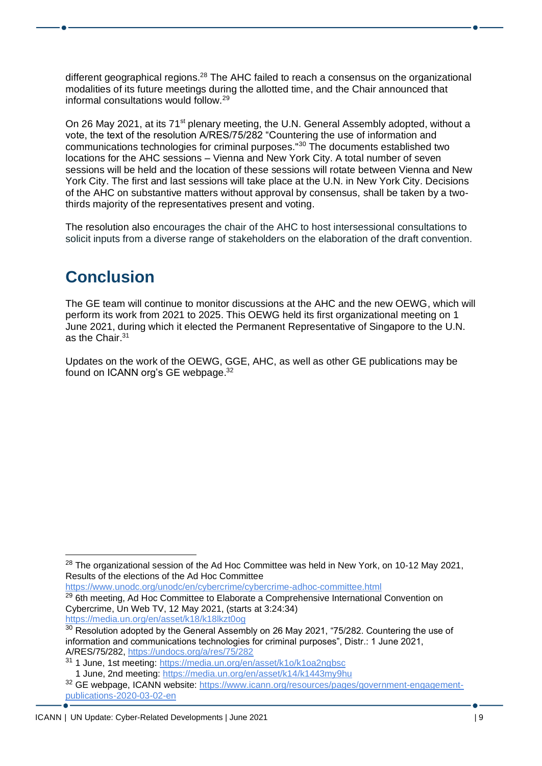different geographical regions.[28] The AHC failed to reach a consensus on the organizational modalities of its future meetings during the allotted time, and the Chair announced that informal consultations would follow.[29]

On 26 May 2021, at its 71st plenary meeting, the U.N. General Assembly adopted, without a vote, the text of the resolution A/RES/75/282 "Countering the use of information and communications technologies for criminal purposes."[30] The documents established two locations for the AHC sessions – Vienna and New York City. A total number of seven sessions will be held and the location of these sessions will rotate between Vienna and New York City. The first and last sessions will take place at the U.N. in New York City. Decisions of the AHC on substantive matters without approval by consensus, shall be taken by a two-thirds majority of the representatives present and voting.

The resolution also encourages the chair of the AHC to host intersessional consultations to solicit inputs from a diverse range of stakeholders on the elaboration of the draft convention.

# Conclusion

The GE team will continue to monitor discussions at the AHC and the new OEWG, which will perform its work from 2021 to 2025. This OEWG held its first organizational meeting on 1 June 2021, during which it elected the Permanent Representative of Singapore to the U.N. as the Chair.[31]

Updates on the work of the OEWG, GGE, AHC, as well as other GE publications may be found on ICANN org's GE webpage.[32]

---

[28] The organizational session of the Ad Hoc Committee was held in New York, on 10-12 May 2021, Results of the elections of the Ad Hoc Committee https://www.unodc.org/unodc/en/cybercrime/cybercrime-adhoc-committee.html

[29] 6th meeting, Ad Hoc Committee to Elaborate a Comprehensive International Convention on Cybercrime, Un Web TV, 12 May 2021, (starts at 3:24:34) https://media.un.org/en/asset/k18/k18lkzt0og

[30] Resolution adopted by the General Assembly on 26 May 2021, "75/282. Countering the use of information and communications technologies for criminal purposes", Distr.: 1 June 2021, A/RES/75/282, https://undocs.org/a/res/75/282

[31] 1 June, 1st meeting: https://media.un.org/en/asset/k1o/k1oa2ngbsc
1 June, 2nd meeting: https://media.un.org/en/asset/k14/k1443my9hu

[32] GE webpage, ICANN website: https://www.icann.org/resources/pages/government-engagement-publications-2020-03-02-en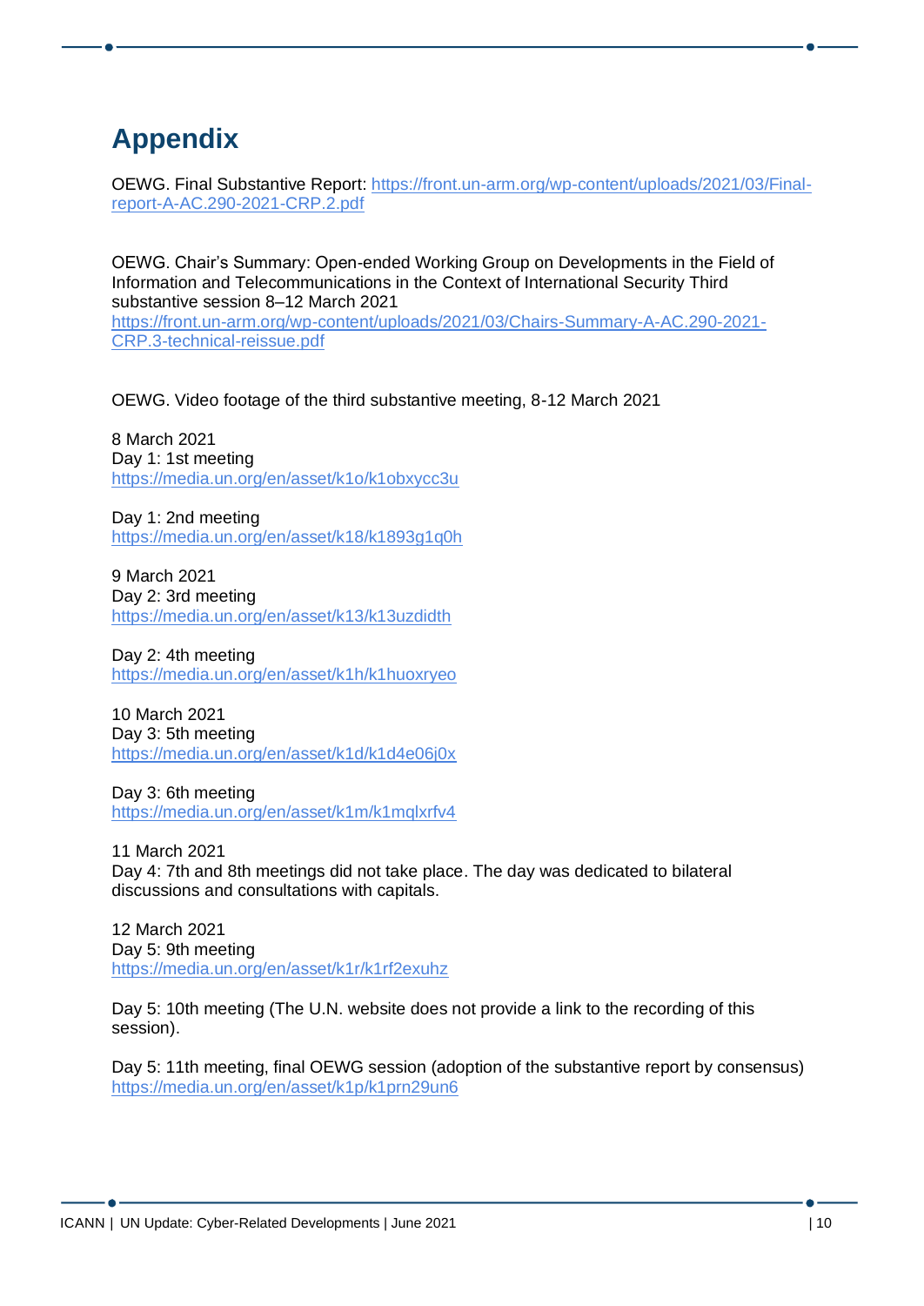# Appendix

OEWG. Final Substantive Report: https://front.un-arm.org/wp-content/uploads/2021/03/Final-report-A-AC.290-2021-CRP.2.pdf

OEWG. Chair's Summary: Open-ended Working Group on Developments in the Field of Information and Telecommunications in the Context of International Security Third substantive session 8–12 March 2021
https://front.un-arm.org/wp-content/uploads/2021/03/Chairs-Summary-A-AC.290-2021-CRP.3-technical-reissue.pdf

OEWG. Video footage of the third substantive meeting, 8-12 March 2021

8 March 2021
Day 1: 1st meeting
https://media.un.org/en/asset/k1o/k1obxycc3u

Day 1: 2nd meeting
https://media.un.org/en/asset/k18/k1893g1q0h

9 March 2021
Day 2: 3rd meeting
https://media.un.org/en/asset/k13/k13uzdidth

Day 2: 4th meeting
https://media.un.org/en/asset/k1h/k1huoxryeo

10 March 2021
Day 3: 5th meeting
https://media.un.org/en/asset/k1d/k1d4e06j0x

Day 3: 6th meeting
https://media.un.org/en/asset/k1m/k1mqlxrfv4

11 March 2021
Day 4: 7th and 8th meetings did not take place. The day was dedicated to bilateral discussions and consultations with capitals.

12 March 2021
Day 5: 9th meeting
https://media.un.org/en/asset/k1r/k1rf2exuhz

Day 5: 10th meeting (The U.N. website does not provide a link to the recording of this session).

Day 5: 11th meeting, final OEWG session (adoption of the substantive report by consensus)
https://media.un.org/en/asset/k1p/k1prn29un6